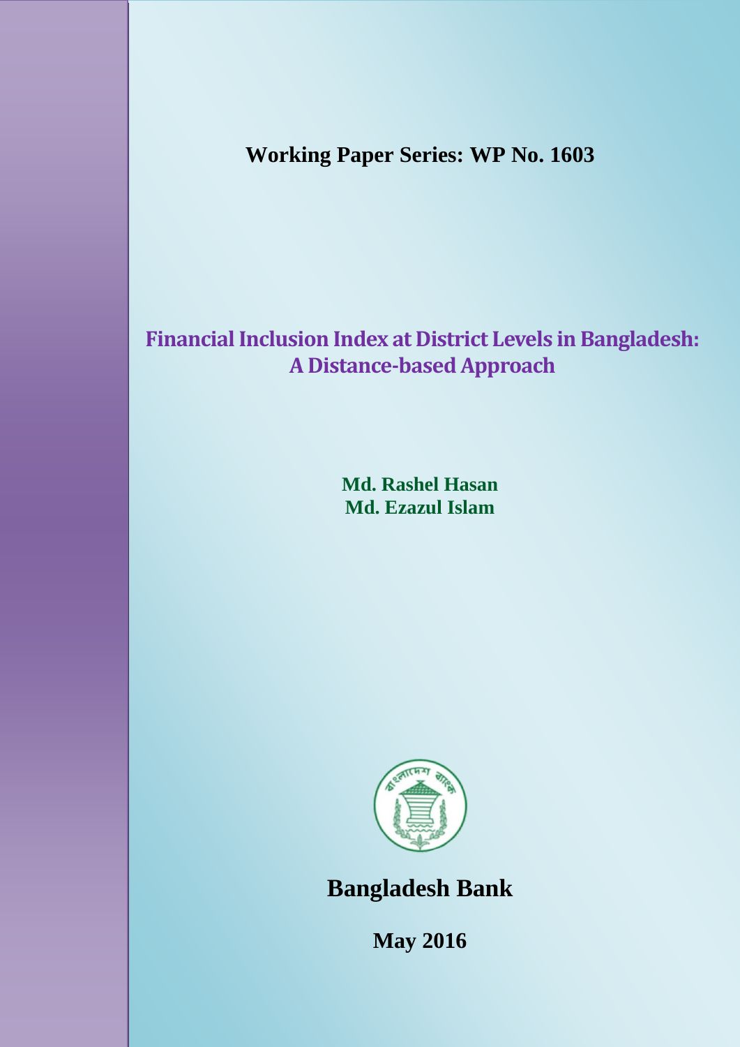**Working Paper Series: WP No. 1603**

# Financial Inclusion Index at District Levels in Bangladesh: A Distance-based Approach

**Md. Rashel Hasan**
**Md. Ezazul Islam**

**Bangladesh Bank**

**May 2016**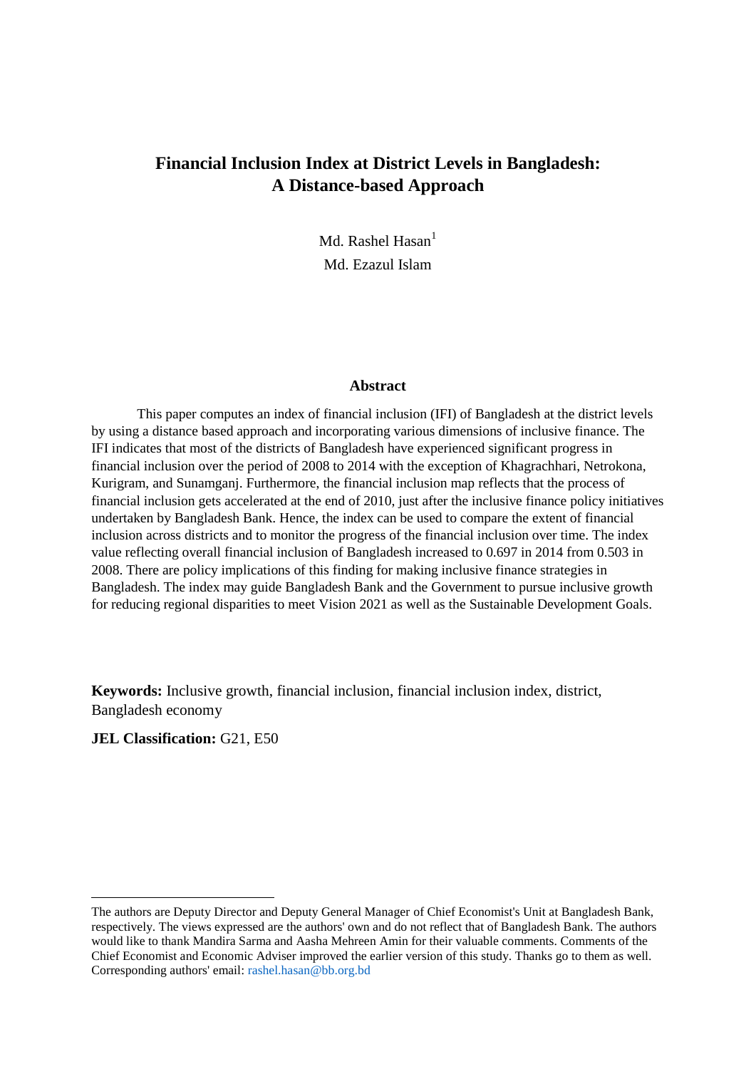# Financial Inclusion Index at District Levels in Bangladesh: A Distance-based Approach

Md. Rashel Hasan[1]

Md. Ezazul Islam

## Abstract

This paper computes an index of financial inclusion (IFI) of Bangladesh at the district levels by using a distance based approach and incorporating various dimensions of inclusive finance. The IFI indicates that most of the districts of Bangladesh have experienced significant progress in financial inclusion over the period of 2008 to 2014 with the exception of Khagrachhari, Netrokona, Kurigram, and Sunamganj. Furthermore, the financial inclusion map reflects that the process of financial inclusion gets accelerated at the end of 2010, just after the inclusive finance policy initiatives undertaken by Bangladesh Bank. Hence, the index can be used to compare the extent of financial inclusion across districts and to monitor the progress of the financial inclusion over time. The index value reflecting overall financial inclusion of Bangladesh increased to 0.697 in 2014 from 0.503 in 2008. There are policy implications of this finding for making inclusive finance strategies in Bangladesh. The index may guide Bangladesh Bank and the Government to pursue inclusive growth for reducing regional disparities to meet Vision 2021 as well as the Sustainable Development Goals.

**Keywords:** Inclusive growth, financial inclusion, financial inclusion index, district, Bangladesh economy

**JEL Classification:** G21, E50

---

[1] The authors are Deputy Director and Deputy General Manager of Chief Economist's Unit at Bangladesh Bank, respectively. The views expressed are the authors' own and do not reflect that of Bangladesh Bank. The authors would like to thank Mandira Sarma and Aasha Mehreen Amin for their valuable comments. Comments of the Chief Economist and Economic Adviser improved the earlier version of this study. Thanks go to them as well. Corresponding authors' email: rashel.hasan@bb.org.bd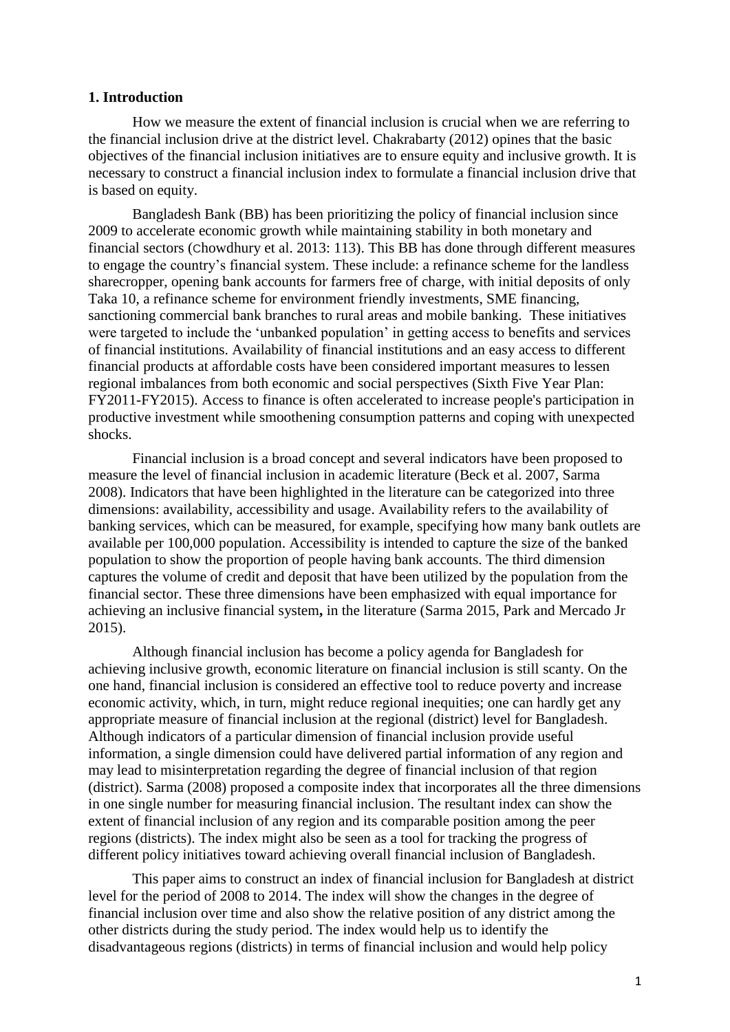## 1. Introduction

How we measure the extent of financial inclusion is crucial when we are referring to the financial inclusion drive at the district level. Chakrabarty (2012) opines that the basic objectives of the financial inclusion initiatives are to ensure equity and inclusive growth. It is necessary to construct a financial inclusion index to formulate a financial inclusion drive that is based on equity.

Bangladesh Bank (BB) has been prioritizing the policy of financial inclusion since 2009 to accelerate economic growth while maintaining stability in both monetary and financial sectors (Chowdhury et al. 2013: 113). This BB has done through different measures to engage the country's financial system. These include: a refinance scheme for the landless sharecropper, opening bank accounts for farmers free of charge, with initial deposits of only Taka 10, a refinance scheme for environment friendly investments, SME financing, sanctioning commercial bank branches to rural areas and mobile banking. These initiatives were targeted to include the 'unbanked population' in getting access to benefits and services of financial institutions. Availability of financial institutions and an easy access to different financial products at affordable costs have been considered important measures to lessen regional imbalances from both economic and social perspectives (Sixth Five Year Plan: FY2011-FY2015). Access to finance is often accelerated to increase people's participation in productive investment while smoothening consumption patterns and coping with unexpected shocks.

Financial inclusion is a broad concept and several indicators have been proposed to measure the level of financial inclusion in academic literature (Beck et al. 2007, Sarma 2008). Indicators that have been highlighted in the literature can be categorized into three dimensions: availability, accessibility and usage. Availability refers to the availability of banking services, which can be measured, for example, specifying how many bank outlets are available per 100,000 population. Accessibility is intended to capture the size of the banked population to show the proportion of people having bank accounts. The third dimension captures the volume of credit and deposit that have been utilized by the population from the financial sector. These three dimensions have been emphasized with equal importance for achieving an inclusive financial system**,** in the literature (Sarma 2015, Park and Mercado Jr 2015).

Although financial inclusion has become a policy agenda for Bangladesh for achieving inclusive growth, economic literature on financial inclusion is still scanty. On the one hand, financial inclusion is considered an effective tool to reduce poverty and increase economic activity, which, in turn, might reduce regional inequities; one can hardly get any appropriate measure of financial inclusion at the regional (district) level for Bangladesh. Although indicators of a particular dimension of financial inclusion provide useful information, a single dimension could have delivered partial information of any region and may lead to misinterpretation regarding the degree of financial inclusion of that region (district). Sarma (2008) proposed a composite index that incorporates all the three dimensions in one single number for measuring financial inclusion. The resultant index can show the extent of financial inclusion of any region and its comparable position among the peer regions (districts). The index might also be seen as a tool for tracking the progress of different policy initiatives toward achieving overall financial inclusion of Bangladesh.

This paper aims to construct an index of financial inclusion for Bangladesh at district level for the period of 2008 to 2014. The index will show the changes in the degree of financial inclusion over time and also show the relative position of any district among the other districts during the study period. The index would help us to identify the disadvantageous regions (districts) in terms of financial inclusion and would help policy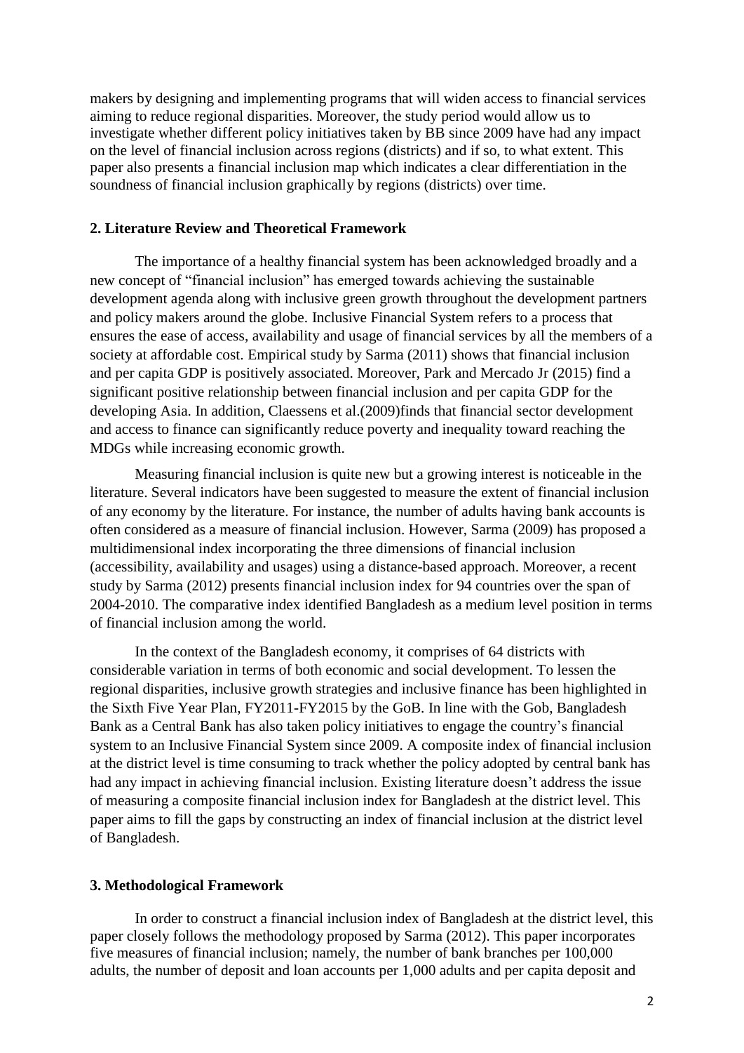makers by designing and implementing programs that will widen access to financial services aiming to reduce regional disparities. Moreover, the study period would allow us to investigate whether different policy initiatives taken by BB since 2009 have had any impact on the level of financial inclusion across regions (districts) and if so, to what extent. This paper also presents a financial inclusion map which indicates a clear differentiation in the soundness of financial inclusion graphically by regions (districts) over time.

## 2. Literature Review and Theoretical Framework

The importance of a healthy financial system has been acknowledged broadly and a new concept of "financial inclusion" has emerged towards achieving the sustainable development agenda along with inclusive green growth throughout the development partners and policy makers around the globe. Inclusive Financial System refers to a process that ensures the ease of access, availability and usage of financial services by all the members of a society at affordable cost. Empirical study by Sarma (2011) shows that financial inclusion and per capita GDP is positively associated. Moreover, Park and Mercado Jr (2015) find a significant positive relationship between financial inclusion and per capita GDP for the developing Asia. In addition, Claessens et al.(2009)finds that financial sector development and access to finance can significantly reduce poverty and inequality toward reaching the MDGs while increasing economic growth.

Measuring financial inclusion is quite new but a growing interest is noticeable in the literature. Several indicators have been suggested to measure the extent of financial inclusion of any economy by the literature. For instance, the number of adults having bank accounts is often considered as a measure of financial inclusion. However, Sarma (2009) has proposed a multidimensional index incorporating the three dimensions of financial inclusion (accessibility, availability and usages) using a distance-based approach. Moreover, a recent study by Sarma (2012) presents financial inclusion index for 94 countries over the span of 2004-2010. The comparative index identified Bangladesh as a medium level position in terms of financial inclusion among the world.

In the context of the Bangladesh economy, it comprises of 64 districts with considerable variation in terms of both economic and social development. To lessen the regional disparities, inclusive growth strategies and inclusive finance has been highlighted in the Sixth Five Year Plan, FY2011-FY2015 by the GoB. In line with the Gob, Bangladesh Bank as a Central Bank has also taken policy initiatives to engage the country's financial system to an Inclusive Financial System since 2009. A composite index of financial inclusion at the district level is time consuming to track whether the policy adopted by central bank has had any impact in achieving financial inclusion. Existing literature doesn't address the issue of measuring a composite financial inclusion index for Bangladesh at the district level. This paper aims to fill the gaps by constructing an index of financial inclusion at the district level of Bangladesh.

## 3. Methodological Framework

In order to construct a financial inclusion index of Bangladesh at the district level, this paper closely follows the methodology proposed by Sarma (2012). This paper incorporates five measures of financial inclusion; namely, the number of bank branches per 100,000 adults, the number of deposit and loan accounts per 1,000 adults and per capita deposit and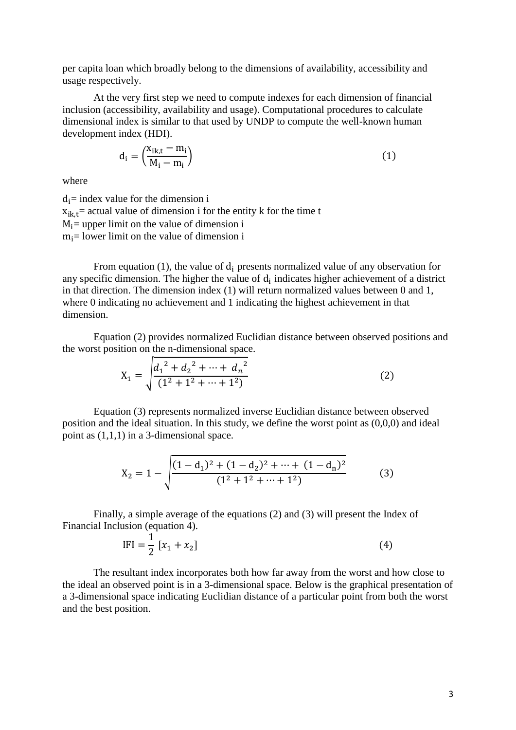per capita loan which broadly belong to the dimensions of availability, accessibility and usage respectively.

At the very first step we need to compute indexes for each dimension of financial inclusion (accessibility, availability and usage). Computational procedures to calculate dimensional index is similar to that used by UNDP to compute the well-known human development index (HDI).

$$d_i = \left(\frac{x_{ik,t} - m_i}{M_i - m_i}\right) \tag{1}$$

where

$d_i$= index value for the dimension i
$x_{ik,t}$= actual value of dimension i for the entity k for the time t
$M_i$= upper limit on the value of dimension i
$m_i$= lower limit on the value of dimension i

From equation (1), the value of $d_i$ presents normalized value of any observation for any specific dimension. The higher the value of $d_i$ indicates higher achievement of a district in that direction. The dimension index (1) will return normalized values between 0 and 1, where 0 indicating no achievement and 1 indicating the highest achievement in that dimension.

Equation (2) provides normalized Euclidian distance between observed positions and the worst position on the n-dimensional space.

$$X_1 = \sqrt{\frac{{d_1}^2 + {d_2}^2 + \cdots + {d_n}^2}{(1^2 + 1^2 + \cdots + 1^2)}} \tag{2}$$

Equation (3) represents normalized inverse Euclidian distance between observed position and the ideal situation. In this study, we define the worst point as (0,0,0) and ideal point as (1,1,1) in a 3-dimensional space.

$$X_2 = 1 - \sqrt{\frac{(1 - d_1)^2 + (1 - d_2)^2 + \cdots + (1 - d_n)^2}{(1^2 + 1^2 + \cdots + 1^2)}} \tag{3}$$

Finally, a simple average of the equations (2) and (3) will present the Index of Financial Inclusion (equation 4).

$$\text{IFI} = \frac{1}{2}\,[x_1 + x_2] \tag{4}$$

The resultant index incorporates both how far away from the worst and how close to the ideal an observed point is in a 3-dimensional space. Below is the graphical presentation of a 3-dimensional space indicating Euclidian distance of a particular point from both the worst and the best position.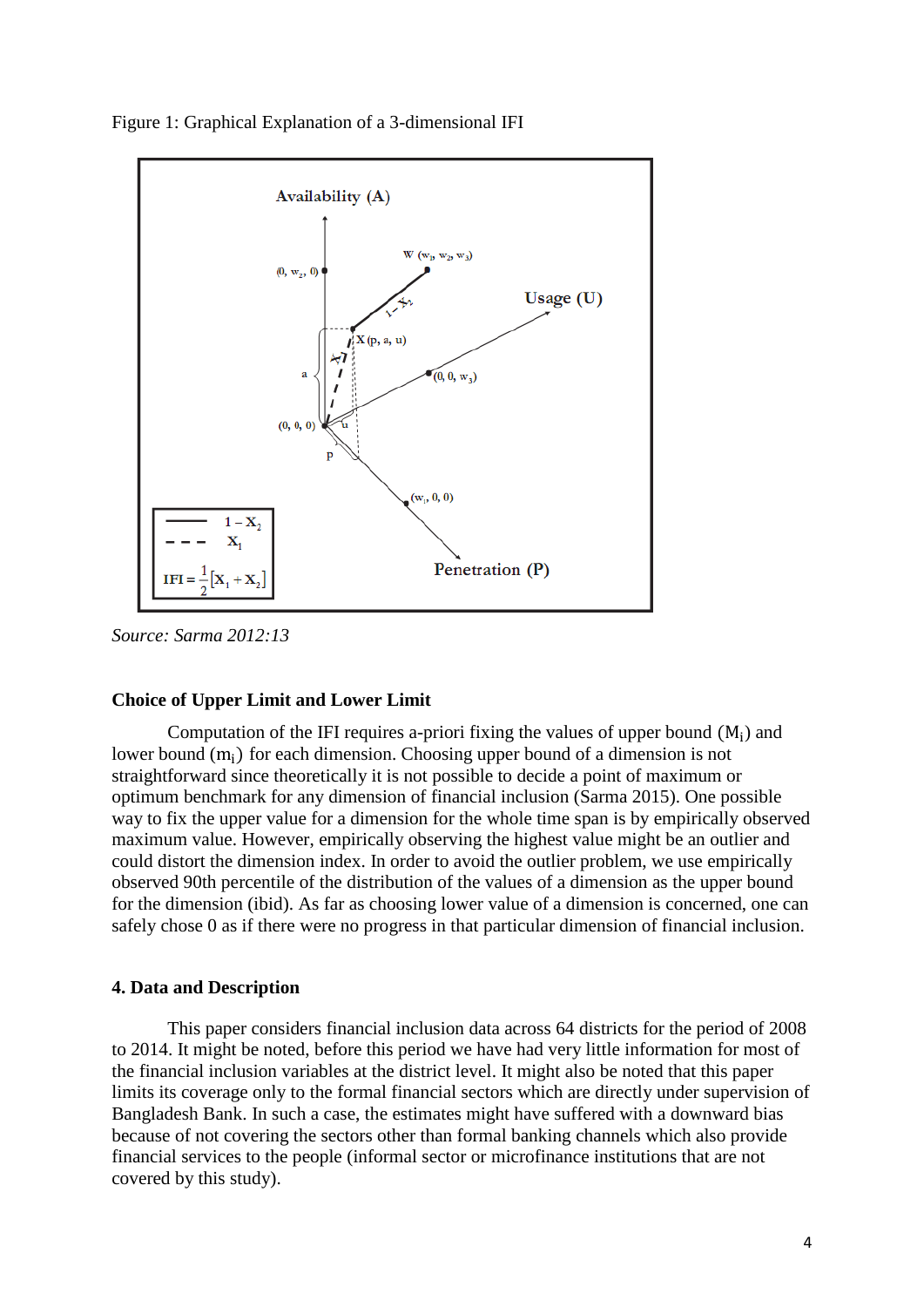Figure 1: Graphical Explanation of a 3-dimensional IFI

*Source: Sarma 2012:13*

**Choice of Upper Limit and Lower Limit**

Computation of the IFI requires a-priori fixing the values of upper bound ($M_i$) and lower bound ($m_i$) for each dimension. Choosing upper bound of a dimension is not straightforward since theoretically it is not possible to decide a point of maximum or optimum benchmark for any dimension of financial inclusion (Sarma 2015). One possible way to fix the upper value for a dimension for the whole time span is by empirically observed maximum value. However, empirically observing the highest value might be an outlier and could distort the dimension index. In order to avoid the outlier problem, we use empirically observed 90th percentile of the distribution of the values of a dimension as the upper bound for the dimension (ibid). As far as choosing lower value of a dimension is concerned, one can safely chose 0 as if there were no progress in that particular dimension of financial inclusion.

**4. Data and Description**

This paper considers financial inclusion data across 64 districts for the period of 2008 to 2014. It might be noted, before this period we have had very little information for most of the financial inclusion variables at the district level. It might also be noted that this paper limits its coverage only to the formal financial sectors which are directly under supervision of Bangladesh Bank. In such a case, the estimates might have suffered with a downward bias because of not covering the sectors other than formal banking channels which also provide financial services to the people (informal sector or microfinance institutions that are not covered by this study).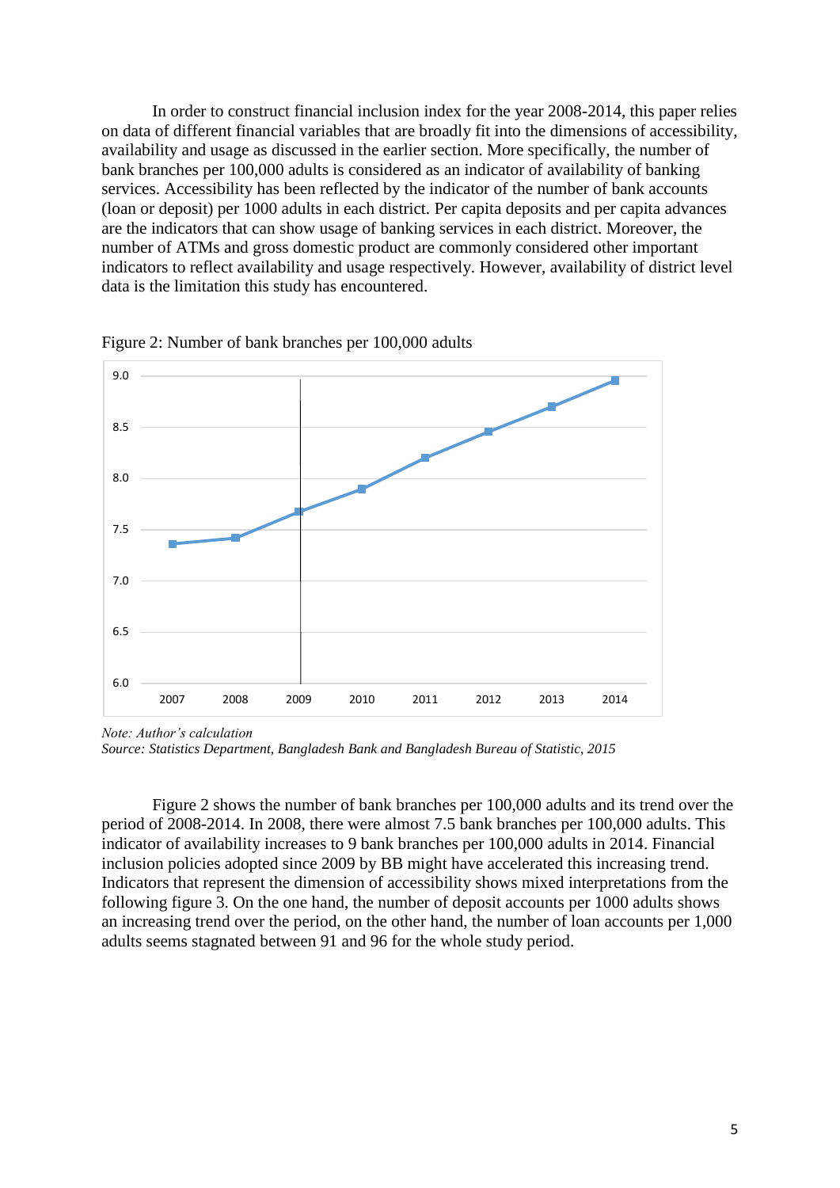In order to construct financial inclusion index for the year 2008-2014, this paper relies on data of different financial variables that are broadly fit into the dimensions of accessibility, availability and usage as discussed in the earlier section. More specifically, the number of bank branches per 100,000 adults is considered as an indicator of availability of banking services. Accessibility has been reflected by the indicator of the number of bank accounts (loan or deposit) per 1000 adults in each district. Per capita deposits and per capita advances are the indicators that can show usage of banking services in each district. Moreover, the number of ATMs and gross domestic product are commonly considered other important indicators to reflect availability and usage respectively. However, availability of district level data is the limitation this study has encountered.

Figure 2: Number of bank branches per 100,000 adults

*Note: Author's calculation*
*Source: Statistics Department, Bangladesh Bank and Bangladesh Bureau of Statistic, 2015*

Figure 2 shows the number of bank branches per 100,000 adults and its trend over the period of 2008-2014. In 2008, there were almost 7.5 bank branches per 100,000 adults. This indicator of availability increases to 9 bank branches per 100,000 adults in 2014. Financial inclusion policies adopted since 2009 by BB might have accelerated this increasing trend. Indicators that represent the dimension of accessibility shows mixed interpretations from the following figure 3. On the one hand, the number of deposit accounts per 1000 adults shows an increasing trend over the period, on the other hand, the number of loan accounts per 1,000 adults seems stagnated between 91 and 96 for the whole study period.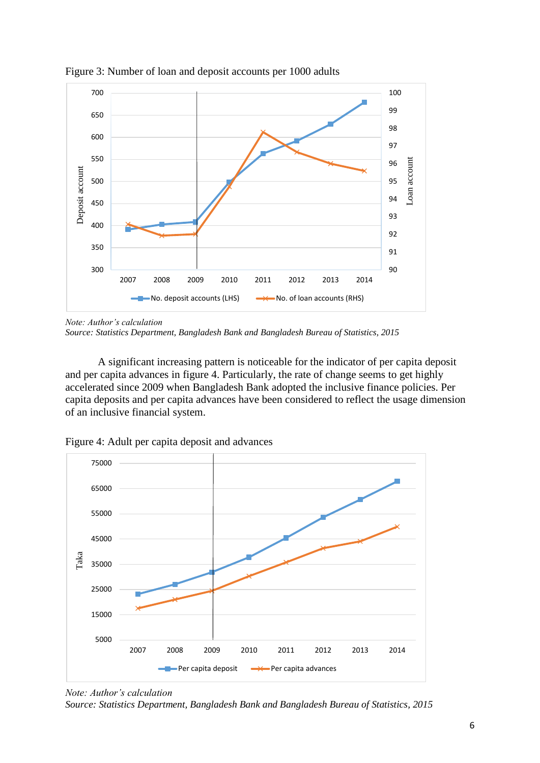Figure 3: Number of loan and deposit accounts per 1000 adults

*Note: Author's calculation*
*Source: Statistics Department, Bangladesh Bank and Bangladesh Bureau of Statistics, 2015*

A significant increasing pattern is noticeable for the indicator of per capita deposit and per capita advances in figure 4. Particularly, the rate of change seems to get highly accelerated since 2009 when Bangladesh Bank adopted the inclusive finance policies. Per capita deposits and per capita advances have been considered to reflect the usage dimension of an inclusive financial system.

Figure 4: Adult per capita deposit and advances

*Note: Author's calculation*
*Source: Statistics Department, Bangladesh Bank and Bangladesh Bureau of Statistics, 2015*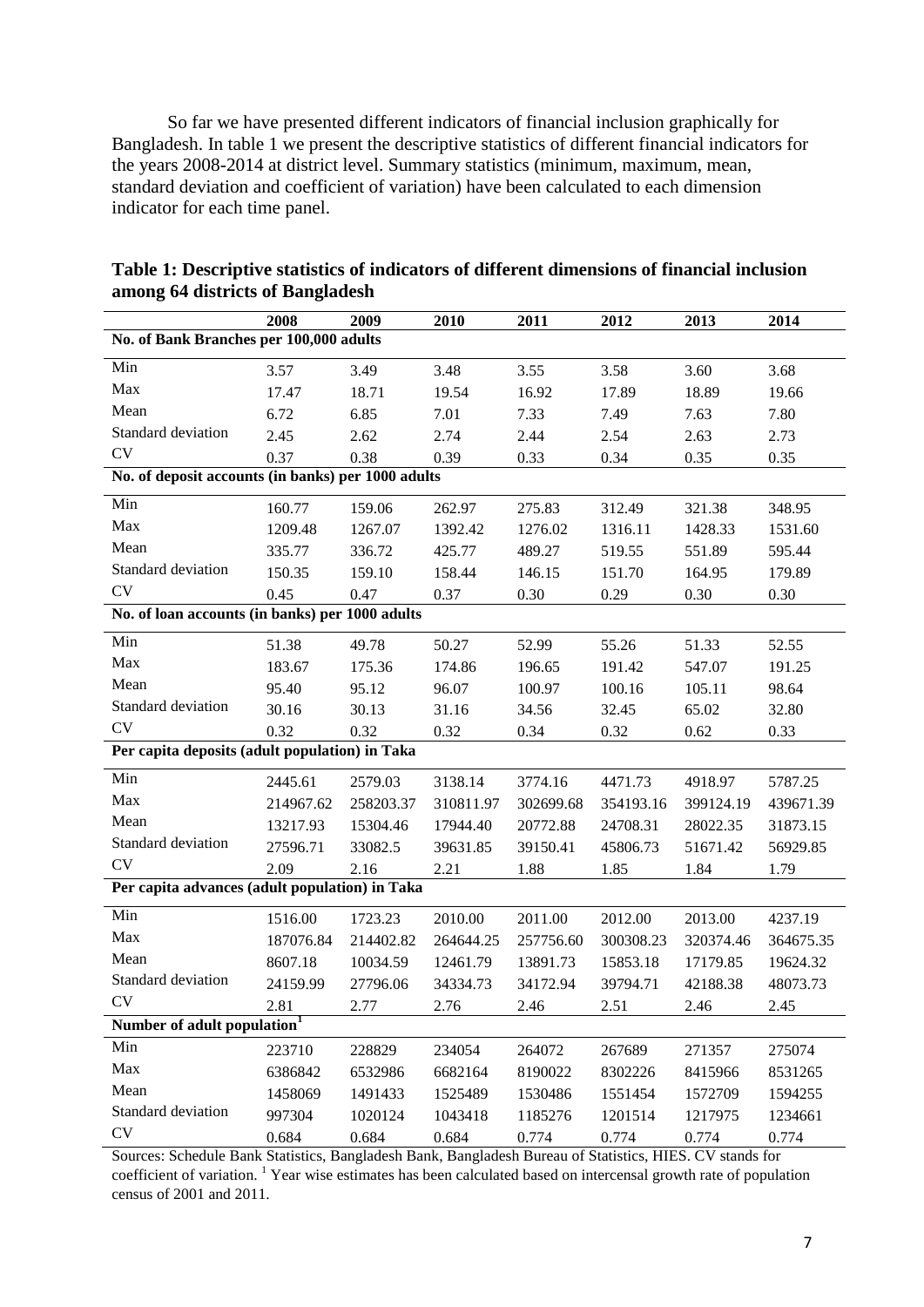So far we have presented different indicators of financial inclusion graphically for Bangladesh. In table 1 we present the descriptive statistics of different financial indicators for the years 2008-2014 at district level. Summary statistics (minimum, maximum, mean, standard deviation and coefficient of variation) have been calculated to each dimension indicator for each time panel.

**Table 1: Descriptive statistics of indicators of different dimensions of financial inclusion among 64 districts of Bangladesh**

| | 2008 | 2009 | 2010 | 2011 | 2012 | 2013 | 2014 |
|---|---|---|---|---|---|---|---|
| **No. of Bank Branches per 100,000 adults** | | | | | | | |
| Min | 3.57 | 3.49 | 3.48 | 3.55 | 3.58 | 3.60 | 3.68 |
| Max | 17.47 | 18.71 | 19.54 | 16.92 | 17.89 | 18.89 | 19.66 |
| Mean | 6.72 | 6.85 | 7.01 | 7.33 | 7.49 | 7.63 | 7.80 |
| Standard deviation | 2.45 | 2.62 | 2.74 | 2.44 | 2.54 | 2.63 | 2.73 |
| CV | 0.37 | 0.38 | 0.39 | 0.33 | 0.34 | 0.35 | 0.35 |
| **No. of deposit accounts (in banks) per 1000 adults** | | | | | | | |
| Min | 160.77 | 159.06 | 262.97 | 275.83 | 312.49 | 321.38 | 348.95 |
| Max | 1209.48 | 1267.07 | 1392.42 | 1276.02 | 1316.11 | 1428.33 | 1531.60 |
| Mean | 335.77 | 336.72 | 425.77 | 489.27 | 519.55 | 551.89 | 595.44 |
| Standard deviation | 150.35 | 159.10 | 158.44 | 146.15 | 151.70 | 164.95 | 179.89 |
| CV | 0.45 | 0.47 | 0.37 | 0.30 | 0.29 | 0.30 | 0.30 |
| **No. of loan accounts (in banks) per 1000 adults** | | | | | | | |
| Min | 51.38 | 49.78 | 50.27 | 52.99 | 55.26 | 51.33 | 52.55 |
| Max | 183.67 | 175.36 | 174.86 | 196.65 | 191.42 | 547.07 | 191.25 |
| Mean | 95.40 | 95.12 | 96.07 | 100.97 | 100.16 | 105.11 | 98.64 |
| Standard deviation | 30.16 | 30.13 | 31.16 | 34.56 | 32.45 | 65.02 | 32.80 |
| CV | 0.32 | 0.32 | 0.32 | 0.34 | 0.32 | 0.62 | 0.33 |
| **Per capita deposits (adult population) in Taka** | | | | | | | |
| Min | 2445.61 | 2579.03 | 3138.14 | 3774.16 | 4471.73 | 4918.97 | 5787.25 |
| Max | 214967.62 | 258203.37 | 310811.97 | 302699.68 | 354193.16 | 399124.19 | 439671.39 |
| Mean | 13217.93 | 15304.46 | 17944.40 | 20772.88 | 24708.31 | 28022.35 | 31873.15 |
| Standard deviation | 27596.71 | 33082.5 | 39631.85 | 39150.41 | 45806.73 | 51671.42 | 56929.85 |
| CV | 2.09 | 2.16 | 2.21 | 1.88 | 1.85 | 1.84 | 1.79 |
| **Per capita advances (adult population) in Taka** | | | | | | | |
| Min | 1516.00 | 1723.23 | 2010.00 | 2011.00 | 2012.00 | 2013.00 | 4237.19 |
| Max | 187076.84 | 214402.82 | 264644.25 | 257756.60 | 300308.23 | 320374.46 | 364675.35 |
| Mean | 8607.18 | 10034.59 | 12461.79 | 13891.73 | 15853.18 | 17179.85 | 19624.32 |
| Standard deviation | 24159.99 | 27796.06 | 34334.73 | 34172.94 | 39794.71 | 42188.38 | 48073.73 |
| CV | 2.81 | 2.77 | 2.76 | 2.46 | 2.51 | 2.46 | 2.45 |
| **Number of adult population[1]** | | | | | | | |
| Min | 223710 | 228829 | 234054 | 264072 | 267689 | 271357 | 275074 |
| Max | 6386842 | 6532986 | 6682164 | 8190022 | 8302226 | 8415966 | 8531265 |
| Mean | 1458069 | 1491433 | 1525489 | 1530486 | 1551454 | 1572709 | 1594255 |
| Standard deviation | 997304 | 1020124 | 1043418 | 1185276 | 1201514 | 1217975 | 1234661 |
| CV | 0.684 | 0.684 | 0.684 | 0.774 | 0.774 | 0.774 | 0.774 |

Sources: Schedule Bank Statistics, Bangladesh Bank, Bangladesh Bureau of Statistics, HIES. CV stands for coefficient of variation. [1] Year wise estimates has been calculated based on intercensal growth rate of population census of 2001 and 2011.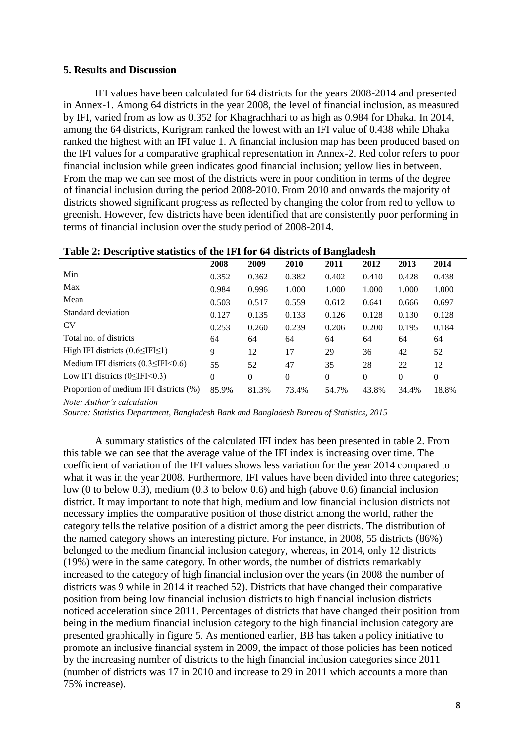## 5. Results and Discussion

IFI values have been calculated for 64 districts for the years 2008-2014 and presented in Annex-1. Among 64 districts in the year 2008, the level of financial inclusion, as measured by IFI, varied from as low as 0.352 for Khagrachhari to as high as 0.984 for Dhaka. In 2014, among the 64 districts, Kurigram ranked the lowest with an IFI value of 0.438 while Dhaka ranked the highest with an IFI value 1. A financial inclusion map has been produced based on the IFI values for a comparative graphical representation in Annex-2. Red color refers to poor financial inclusion while green indicates good financial inclusion; yellow lies in between. From the map we can see most of the districts were in poor condition in terms of the degree of financial inclusion during the period 2008-2010. From 2010 and onwards the majority of districts showed significant progress as reflected by changing the color from red to yellow to greenish. However, few districts have been identified that are consistently poor performing in terms of financial inclusion over the study period of 2008-2014.

**Table 2: Descriptive statistics of the IFI for 64 districts of Bangladesh**

| | 2008 | 2009 | 2010 | 2011 | 2012 | 2013 | 2014 |
|---|---|---|---|---|---|---|---|
| Min | 0.352 | 0.362 | 0.382 | 0.402 | 0.410 | 0.428 | 0.438 |
| Max | 0.984 | 0.996 | 1.000 | 1.000 | 1.000 | 1.000 | 1.000 |
| Mean | 0.503 | 0.517 | 0.559 | 0.612 | 0.641 | 0.666 | 0.697 |
| Standard deviation | 0.127 | 0.135 | 0.133 | 0.126 | 0.128 | 0.130 | 0.128 |
| CV | 0.253 | 0.260 | 0.239 | 0.206 | 0.200 | 0.195 | 0.184 |
| Total no. of districts | 64 | 64 | 64 | 64 | 64 | 64 | 64 |
| High IFI districts ($0.6 \leq IFI \leq 1$) | 9 | 12 | 17 | 29 | 36 | 42 | 52 |
| Medium IFI districts ($0.3 \leq IFI < 0.6$) | 55 | 52 | 47 | 35 | 28 | 22 | 12 |
| Low IFI districts ($0 \leq IFI < 0.3$) | 0 | 0 | 0 | 0 | 0 | 0 | 0 |
| Proportion of medium IFI districts (%) | 85.9% | 81.3% | 73.4% | 54.7% | 43.8% | 34.4% | 18.8% |

*Note: Author's calculation*

*Source: Statistics Department, Bangladesh Bank and Bangladesh Bureau of Statistics, 2015*

A summary statistics of the calculated IFI index has been presented in table 2. From this table we can see that the average value of the IFI index is increasing over time. The coefficient of variation of the IFI values shows less variation for the year 2014 compared to what it was in the year 2008. Furthermore, IFI values have been divided into three categories; low (0 to below 0.3), medium (0.3 to below 0.6) and high (above 0.6) financial inclusion district. It may important to note that high, medium and low financial inclusion districts not necessary implies the comparative position of those district among the world, rather the category tells the relative position of a district among the peer districts. The distribution of the named category shows an interesting picture. For instance, in 2008, 55 districts (86%) belonged to the medium financial inclusion category, whereas, in 2014, only 12 districts (19%) were in the same category. In other words, the number of districts remarkably increased to the category of high financial inclusion over the years (in 2008 the number of districts was 9 while in 2014 it reached 52). Districts that have changed their comparative position from being low financial inclusion districts to high financial inclusion districts noticed acceleration since 2011. Percentages of districts that have changed their position from being in the medium financial inclusion category to the high financial inclusion category are presented graphically in figure 5. As mentioned earlier, BB has taken a policy initiative to promote an inclusive financial system in 2009, the impact of those policies has been noticed by the increasing number of districts to the high financial inclusion categories since 2011 (number of districts was 17 in 2010 and increase to 29 in 2011 which accounts a more than 75% increase).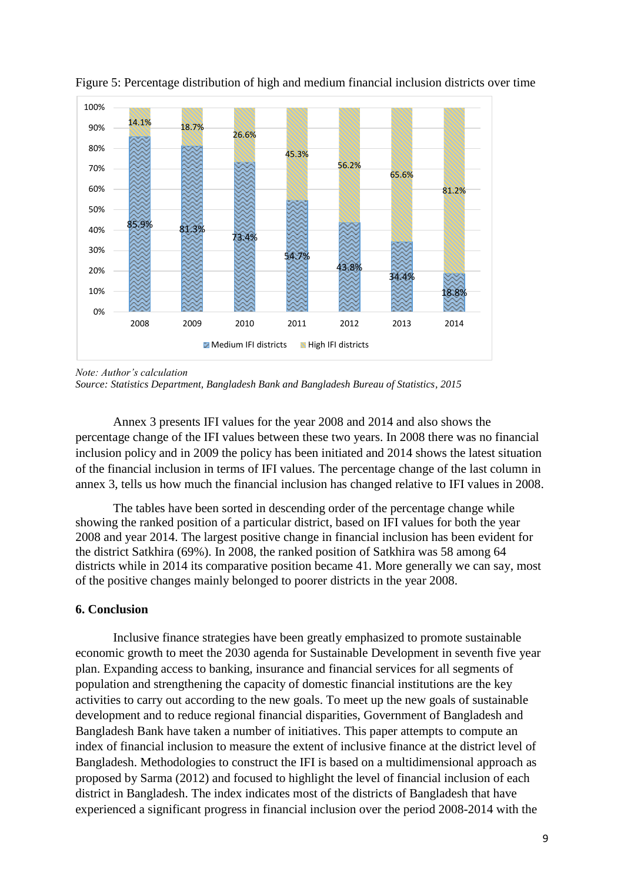Figure 5: Percentage distribution of high and medium financial inclusion districts over time

| Year | Medium IFI districts | High IFI districts |
| --- | --- | --- |
| 2008 | 85.9% | 14.1% |
| 2009 | 81.3% | 18.7% |
| 2010 | 73.4% | 26.6% |
| 2011 | 54.7% | 45.3% |
| 2012 | 43.8% | 56.2% |
| 2013 | 34.4% | 65.6% |
| 2014 | 18.8% | 81.2% |

*Note: Author's calculation*

*Source: Statistics Department, Bangladesh Bank and Bangladesh Bureau of Statistics, 2015*

Annex 3 presents IFI values for the year 2008 and 2014 and also shows the percentage change of the IFI values between these two years. In 2008 there was no financial inclusion policy and in 2009 the policy has been initiated and 2014 shows the latest situation of the financial inclusion in terms of IFI values. The percentage change of the last column in annex 3, tells us how much the financial inclusion has changed relative to IFI values in 2008.

The tables have been sorted in descending order of the percentage change while showing the ranked position of a particular district, based on IFI values for both the year 2008 and year 2014. The largest positive change in financial inclusion has been evident for the district Satkhira (69%). In 2008, the ranked position of Satkhira was 58 among 64 districts while in 2014 its comparative position became 41. More generally we can say, most of the positive changes mainly belonged to poorer districts in the year 2008.

## 6. Conclusion

Inclusive finance strategies have been greatly emphasized to promote sustainable economic growth to meet the 2030 agenda for Sustainable Development in seventh five year plan. Expanding access to banking, insurance and financial services for all segments of population and strengthening the capacity of domestic financial institutions are the key activities to carry out according to the new goals. To meet up the new goals of sustainable development and to reduce regional financial disparities, Government of Bangladesh and Bangladesh Bank have taken a number of initiatives. This paper attempts to compute an index of financial inclusion to measure the extent of inclusive finance at the district level of Bangladesh. Methodologies to construct the IFI is based on a multidimensional approach as proposed by Sarma (2012) and focused to highlight the level of financial inclusion of each district in Bangladesh. The index indicates most of the districts of Bangladesh that have experienced a significant progress in financial inclusion over the period 2008-2014 with the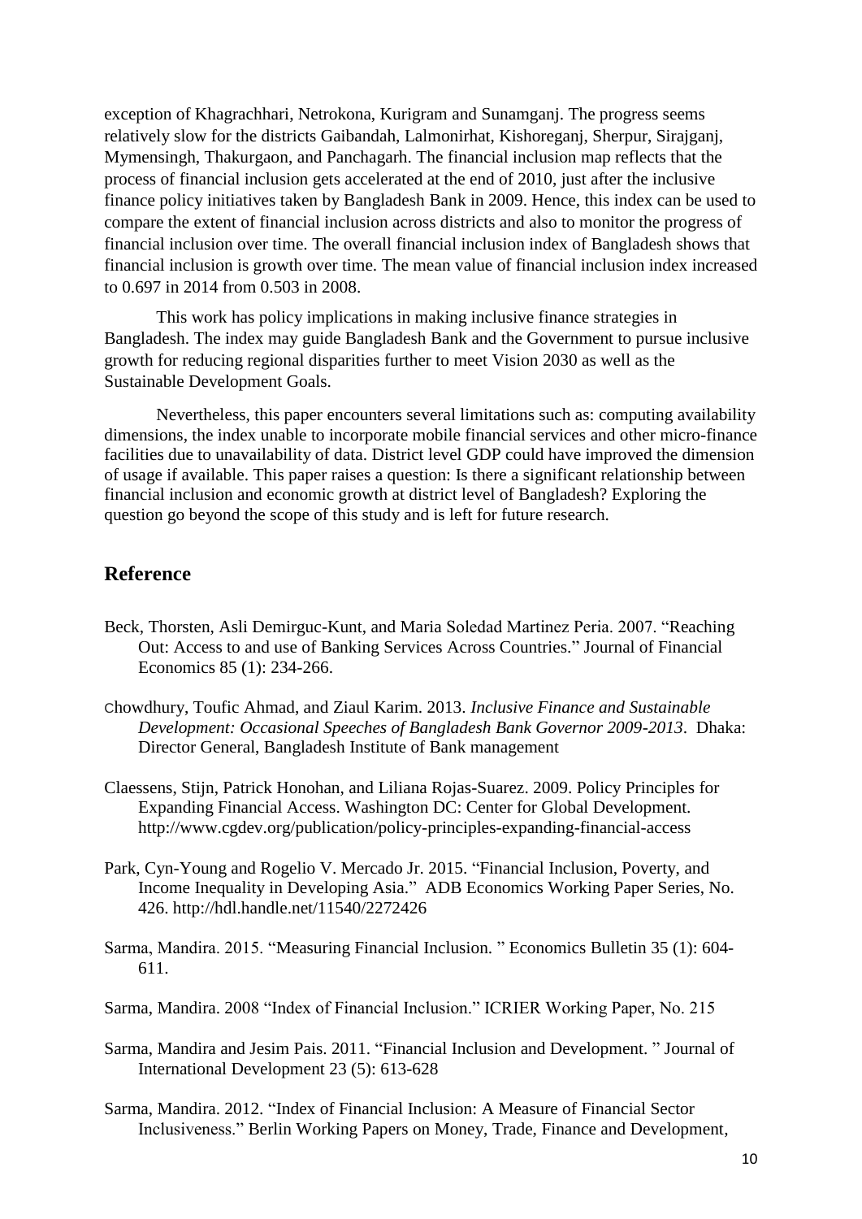exception of Khagrachhari, Netrokona, Kurigram and Sunamganj. The progress seems relatively slow for the districts Gaibandah, Lalmonirhat, Kishoreganj, Sherpur, Sirajganj, Mymensingh, Thakurgaon, and Panchagarh. The financial inclusion map reflects that the process of financial inclusion gets accelerated at the end of 2010, just after the inclusive finance policy initiatives taken by Bangladesh Bank in 2009. Hence, this index can be used to compare the extent of financial inclusion across districts and also to monitor the progress of financial inclusion over time. The overall financial inclusion index of Bangladesh shows that financial inclusion is growth over time. The mean value of financial inclusion index increased to 0.697 in 2014 from 0.503 in 2008.

This work has policy implications in making inclusive finance strategies in Bangladesh. The index may guide Bangladesh Bank and the Government to pursue inclusive growth for reducing regional disparities further to meet Vision 2030 as well as the Sustainable Development Goals.

Nevertheless, this paper encounters several limitations such as: computing availability dimensions, the index unable to incorporate mobile financial services and other micro-finance facilities due to unavailability of data. District level GDP could have improved the dimension of usage if available. This paper raises a question: Is there a significant relationship between financial inclusion and economic growth at district level of Bangladesh? Exploring the question go beyond the scope of this study and is left for future research.

## Reference

Beck, Thorsten, Asli Demirguc-Kunt, and Maria Soledad Martinez Peria. 2007. "Reaching Out: Access to and use of Banking Services Across Countries." Journal of Financial Economics 85 (1): 234-266.

Chowdhury, Toufic Ahmad, and Ziaul Karim. 2013. *Inclusive Finance and Sustainable Development: Occasional Speeches of Bangladesh Bank Governor 2009-2013*. Dhaka: Director General, Bangladesh Institute of Bank management

Claessens, Stijn, Patrick Honohan, and Liliana Rojas-Suarez. 2009. Policy Principles for Expanding Financial Access. Washington DC: Center for Global Development. http://www.cgdev.org/publication/policy-principles-expanding-financial-access

Park, Cyn-Young and Rogelio V. Mercado Jr. 2015. "Financial Inclusion, Poverty, and Income Inequality in Developing Asia." ADB Economics Working Paper Series, No. 426. http://hdl.handle.net/11540/2272426

Sarma, Mandira. 2015. "Measuring Financial Inclusion. " Economics Bulletin 35 (1): 604-611.

Sarma, Mandira. 2008 "Index of Financial Inclusion." ICRIER Working Paper, No. 215

Sarma, Mandira and Jesim Pais. 2011. "Financial Inclusion and Development. " Journal of International Development 23 (5): 613-628

Sarma, Mandira. 2012. "Index of Financial Inclusion: A Measure of Financial Sector Inclusiveness." Berlin Working Papers on Money, Trade, Finance and Development,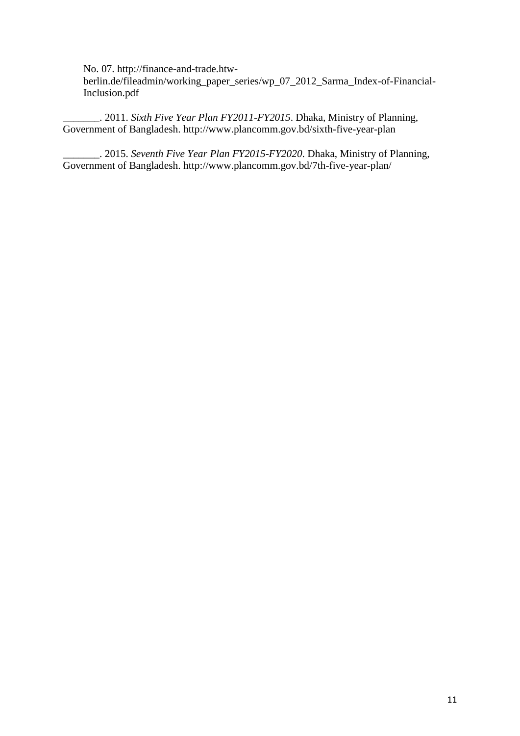No. 07. http://finance-and-trade.htw-berlin.de/fileadmin/working_paper_series/wp_07_2012_Sarma_Index-of-Financial-Inclusion.pdf

_______. 2011. *Sixth Five Year Plan FY2011-FY2015*. Dhaka, Ministry of Planning, Government of Bangladesh. http://www.plancomm.gov.bd/sixth-five-year-plan

_______. 2015. *Seventh Five Year Plan FY2015-FY2020*. Dhaka, Ministry of Planning, Government of Bangladesh. http://www.plancomm.gov.bd/7th-five-year-plan/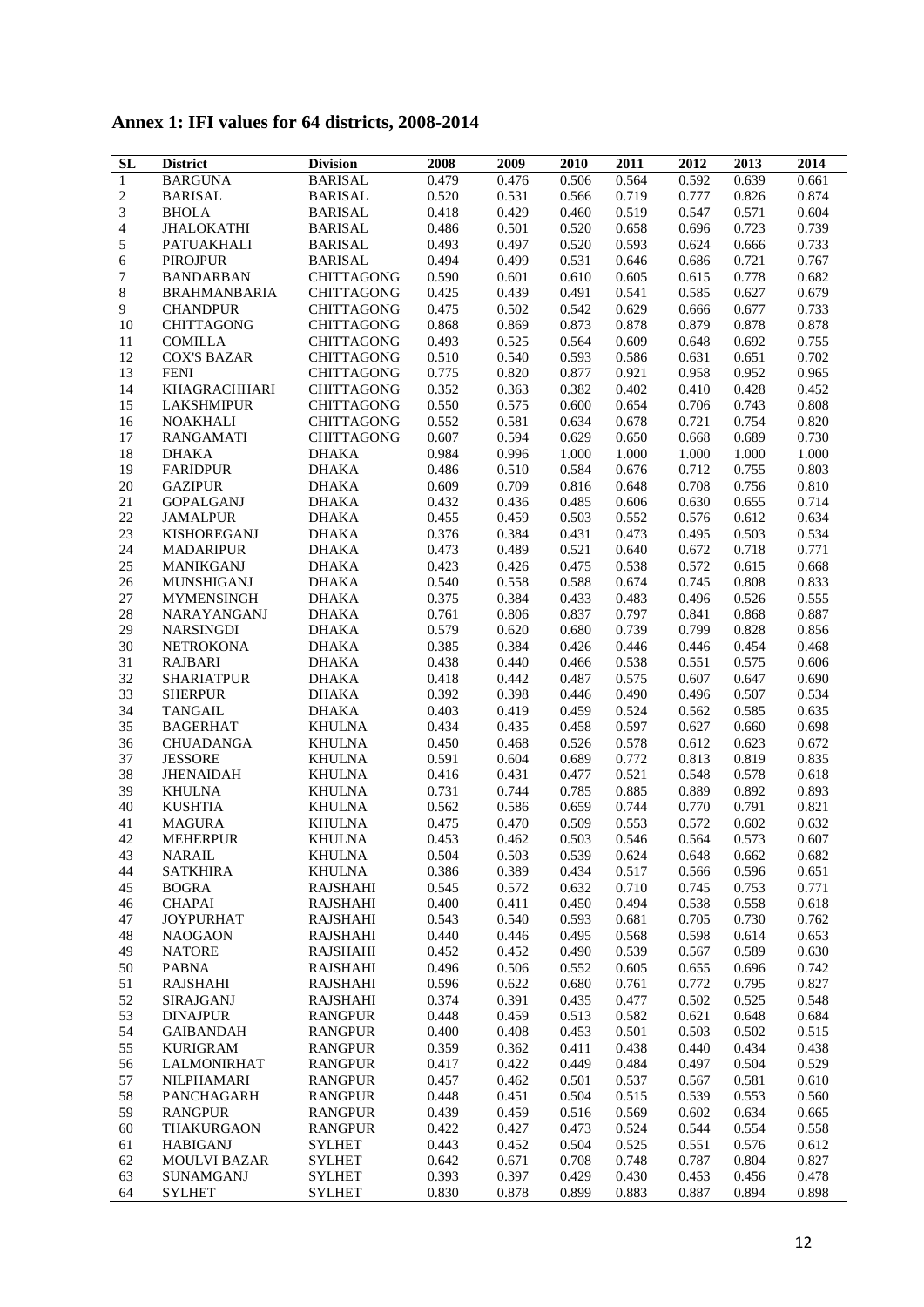# Annex 1: IFI values for 64 districts, 2008-2014

| SL | District | Division | 2008 | 2009 | 2010 | 2011 | 2012 | 2013 | 2014 |
|---|---|---|---|---|---|---|---|---|---|
| 1 | BARGUNA | BARISAL | 0.479 | 0.476 | 0.506 | 0.564 | 0.592 | 0.639 | 0.661 |
| 2 | BARISAL | BARISAL | 0.520 | 0.531 | 0.566 | 0.719 | 0.777 | 0.826 | 0.874 |
| 3 | BHOLA | BARISAL | 0.418 | 0.429 | 0.460 | 0.519 | 0.547 | 0.571 | 0.604 |
| 4 | JHALOKATHI | BARISAL | 0.486 | 0.501 | 0.520 | 0.658 | 0.696 | 0.723 | 0.739 |
| 5 | PATUAKHALI | BARISAL | 0.493 | 0.497 | 0.520 | 0.593 | 0.624 | 0.666 | 0.733 |
| 6 | PIROJPUR | BARISAL | 0.494 | 0.499 | 0.531 | 0.646 | 0.686 | 0.721 | 0.767 |
| 7 | BANDARBAN | CHITTAGONG | 0.590 | 0.601 | 0.610 | 0.605 | 0.615 | 0.778 | 0.682 |
| 8 | BRAHMANBARIA | CHITTAGONG | 0.425 | 0.439 | 0.491 | 0.541 | 0.585 | 0.627 | 0.679 |
| 9 | CHANDPUR | CHITTAGONG | 0.475 | 0.502 | 0.542 | 0.629 | 0.666 | 0.677 | 0.733 |
| 10 | CHITTAGONG | CHITTAGONG | 0.868 | 0.869 | 0.873 | 0.878 | 0.879 | 0.878 | 0.878 |
| 11 | COMILLA | CHITTAGONG | 0.493 | 0.525 | 0.564 | 0.609 | 0.648 | 0.692 | 0.755 |
| 12 | COX'S BAZAR | CHITTAGONG | 0.510 | 0.540 | 0.593 | 0.586 | 0.631 | 0.651 | 0.702 |
| 13 | FENI | CHITTAGONG | 0.775 | 0.820 | 0.877 | 0.921 | 0.958 | 0.952 | 0.965 |
| 14 | KHAGRACHHARI | CHITTAGONG | 0.352 | 0.363 | 0.382 | 0.402 | 0.410 | 0.428 | 0.452 |
| 15 | LAKSHMIPUR | CHITTAGONG | 0.550 | 0.575 | 0.600 | 0.654 | 0.706 | 0.743 | 0.808 |
| 16 | NOAKHALI | CHITTAGONG | 0.552 | 0.581 | 0.634 | 0.678 | 0.721 | 0.754 | 0.820 |
| 17 | RANGAMATI | CHITTAGONG | 0.607 | 0.594 | 0.629 | 0.650 | 0.668 | 0.689 | 0.730 |
| 18 | DHAKA | DHAKA | 0.984 | 0.996 | 1.000 | 1.000 | 1.000 | 1.000 | 1.000 |
| 19 | FARIDPUR | DHAKA | 0.486 | 0.510 | 0.584 | 0.676 | 0.712 | 0.755 | 0.803 |
| 20 | GAZIPUR | DHAKA | 0.609 | 0.709 | 0.816 | 0.648 | 0.708 | 0.756 | 0.810 |
| 21 | GOPALGANJ | DHAKA | 0.432 | 0.436 | 0.485 | 0.606 | 0.630 | 0.655 | 0.714 |
| 22 | JAMALPUR | DHAKA | 0.455 | 0.459 | 0.503 | 0.552 | 0.576 | 0.612 | 0.634 |
| 23 | KISHOREGANJ | DHAKA | 0.376 | 0.384 | 0.431 | 0.473 | 0.495 | 0.503 | 0.534 |
| 24 | MADARIPUR | DHAKA | 0.473 | 0.489 | 0.521 | 0.640 | 0.672 | 0.718 | 0.771 |
| 25 | MANIKGANJ | DHAKA | 0.423 | 0.426 | 0.475 | 0.538 | 0.572 | 0.615 | 0.668 |
| 26 | MUNSHIGANJ | DHAKA | 0.540 | 0.558 | 0.588 | 0.674 | 0.745 | 0.808 | 0.833 |
| 27 | MYMENSINGH | DHAKA | 0.375 | 0.384 | 0.433 | 0.483 | 0.496 | 0.526 | 0.555 |
| 28 | NARAYANGANJ | DHAKA | 0.761 | 0.806 | 0.837 | 0.797 | 0.841 | 0.868 | 0.887 |
| 29 | NARSINGDI | DHAKA | 0.579 | 0.620 | 0.680 | 0.739 | 0.799 | 0.828 | 0.856 |
| 30 | NETROKONA | DHAKA | 0.385 | 0.384 | 0.426 | 0.446 | 0.446 | 0.454 | 0.468 |
| 31 | RAJBARI | DHAKA | 0.438 | 0.440 | 0.466 | 0.538 | 0.551 | 0.575 | 0.606 |
| 32 | SHARIATPUR | DHAKA | 0.418 | 0.442 | 0.487 | 0.575 | 0.607 | 0.647 | 0.690 |
| 33 | SHERPUR | DHAKA | 0.392 | 0.398 | 0.446 | 0.490 | 0.496 | 0.507 | 0.534 |
| 34 | TANGAIL | DHAKA | 0.403 | 0.419 | 0.459 | 0.524 | 0.562 | 0.585 | 0.635 |
| 35 | BAGERHAT | KHULNA | 0.434 | 0.435 | 0.458 | 0.597 | 0.627 | 0.660 | 0.698 |
| 36 | CHUADANGA | KHULNA | 0.450 | 0.468 | 0.526 | 0.578 | 0.612 | 0.623 | 0.672 |
| 37 | JESSORE | KHULNA | 0.591 | 0.604 | 0.689 | 0.772 | 0.813 | 0.819 | 0.835 |
| 38 | JHENAIDAH | KHULNA | 0.416 | 0.431 | 0.477 | 0.521 | 0.548 | 0.578 | 0.618 |
| 39 | KHULNA | KHULNA | 0.731 | 0.744 | 0.785 | 0.885 | 0.889 | 0.892 | 0.893 |
| 40 | KUSHTIA | KHULNA | 0.562 | 0.586 | 0.659 | 0.744 | 0.770 | 0.791 | 0.821 |
| 41 | MAGURA | KHULNA | 0.475 | 0.470 | 0.509 | 0.553 | 0.572 | 0.602 | 0.632 |
| 42 | MEHERPUR | KHULNA | 0.453 | 0.462 | 0.503 | 0.546 | 0.564 | 0.573 | 0.607 |
| 43 | NARAIL | KHULNA | 0.504 | 0.503 | 0.539 | 0.624 | 0.648 | 0.662 | 0.682 |
| 44 | SATKHIRA | KHULNA | 0.386 | 0.389 | 0.434 | 0.517 | 0.566 | 0.596 | 0.651 |
| 45 | BOGRA | RAJSHAHI | 0.545 | 0.572 | 0.632 | 0.710 | 0.745 | 0.753 | 0.771 |
| 46 | CHAPAI | RAJSHAHI | 0.400 | 0.411 | 0.450 | 0.494 | 0.538 | 0.558 | 0.618 |
| 47 | JOYPURHAT | RAJSHAHI | 0.543 | 0.540 | 0.593 | 0.681 | 0.705 | 0.730 | 0.762 |
| 48 | NAOGAON | RAJSHAHI | 0.440 | 0.446 | 0.495 | 0.568 | 0.598 | 0.614 | 0.653 |
| 49 | NATORE | RAJSHAHI | 0.452 | 0.452 | 0.490 | 0.539 | 0.567 | 0.589 | 0.630 |
| 50 | PABNA | RAJSHAHI | 0.496 | 0.506 | 0.552 | 0.605 | 0.655 | 0.696 | 0.742 |
| 51 | RAJSHAHI | RAJSHAHI | 0.596 | 0.622 | 0.680 | 0.761 | 0.772 | 0.795 | 0.827 |
| 52 | SIRAJGANJ | RAJSHAHI | 0.374 | 0.391 | 0.435 | 0.477 | 0.502 | 0.525 | 0.548 |
| 53 | DINAJPUR | RANGPUR | 0.448 | 0.459 | 0.513 | 0.582 | 0.621 | 0.648 | 0.684 |
| 54 | GAIBANDAH | RANGPUR | 0.400 | 0.408 | 0.453 | 0.501 | 0.503 | 0.502 | 0.515 |
| 55 | KURIGRAM | RANGPUR | 0.359 | 0.362 | 0.411 | 0.438 | 0.440 | 0.434 | 0.438 |
| 56 | LALMONIRHAT | RANGPUR | 0.417 | 0.422 | 0.449 | 0.484 | 0.497 | 0.504 | 0.529 |
| 57 | NILPHAMARI | RANGPUR | 0.457 | 0.462 | 0.501 | 0.537 | 0.567 | 0.581 | 0.610 |
| 58 | PANCHAGARH | RANGPUR | 0.448 | 0.451 | 0.504 | 0.515 | 0.539 | 0.553 | 0.560 |
| 59 | RANGPUR | RANGPUR | 0.439 | 0.459 | 0.516 | 0.569 | 0.602 | 0.634 | 0.665 |
| 60 | THAKURGAON | RANGPUR | 0.422 | 0.427 | 0.473 | 0.524 | 0.544 | 0.554 | 0.558 |
| 61 | HABIGANJ | SYLHET | 0.443 | 0.452 | 0.504 | 0.525 | 0.551 | 0.576 | 0.612 |
| 62 | MOULVI BAZAR | SYLHET | 0.642 | 0.671 | 0.708 | 0.748 | 0.787 | 0.804 | 0.827 |
| 63 | SUNAMGANJ | SYLHET | 0.393 | 0.397 | 0.429 | 0.430 | 0.453 | 0.456 | 0.478 |
| 64 | SYLHET | SYLHET | 0.830 | 0.878 | 0.899 | 0.883 | 0.887 | 0.894 | 0.898 |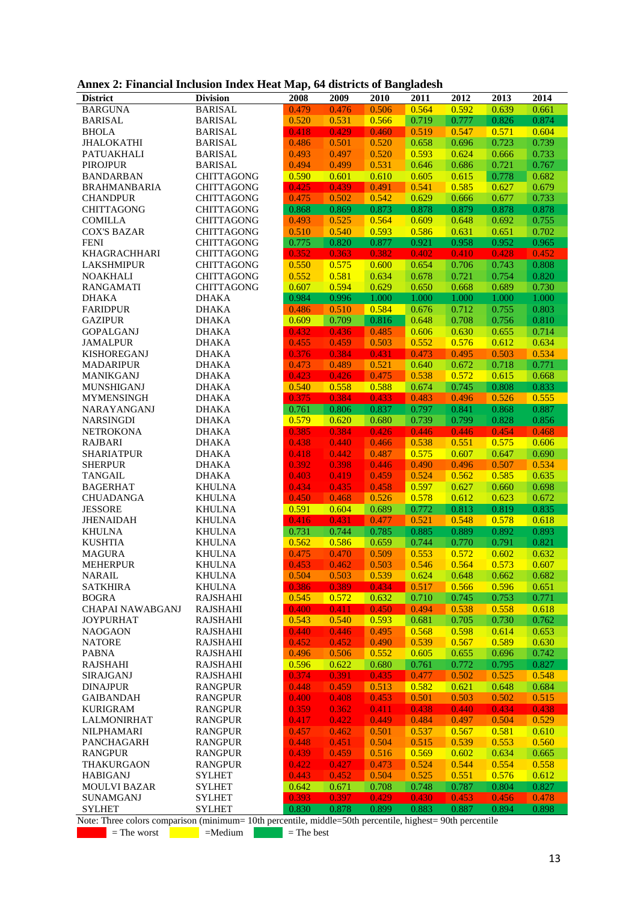**Annex 2: Financial Inclusion Index Heat Map, 64 districts of Bangladesh**

| District | Division | 2008 | 2009 | 2010 | 2011 | 2012 | 2013 | 2014 |
|---|---|---|---|---|---|---|---|---|
| BARGUNA | BARISAL | 0.479 | 0.476 | 0.506 | 0.564 | 0.592 | 0.639 | 0.661 |
| BARISAL | BARISAL | 0.520 | 0.531 | 0.566 | 0.719 | 0.777 | 0.826 | 0.874 |
| BHOLA | BARISAL | 0.418 | 0.429 | 0.460 | 0.519 | 0.547 | 0.571 | 0.604 |
| JHALOKATHI | BARISAL | 0.486 | 0.501 | 0.520 | 0.658 | 0.696 | 0.723 | 0.739 |
| PATUAKHALI | BARISAL | 0.493 | 0.497 | 0.520 | 0.593 | 0.624 | 0.666 | 0.733 |
| PIROJPUR | BARISAL | 0.494 | 0.499 | 0.531 | 0.646 | 0.686 | 0.721 | 0.767 |
| BANDARBAN | CHITTAGONG | 0.590 | 0.601 | 0.610 | 0.605 | 0.615 | 0.778 | 0.682 |
| BRAHMANBARIA | CHITTAGONG | 0.425 | 0.439 | 0.491 | 0.541 | 0.585 | 0.627 | 0.679 |
| CHANDPUR | CHITTAGONG | 0.475 | 0.502 | 0.542 | 0.629 | 0.666 | 0.677 | 0.733 |
| CHITTAGONG | CHITTAGONG | 0.868 | 0.869 | 0.873 | 0.878 | 0.879 | 0.878 | 0.878 |
| COMILLA | CHITTAGONG | 0.493 | 0.525 | 0.564 | 0.609 | 0.648 | 0.692 | 0.755 |
| COX'S BAZAR | CHITTAGONG | 0.510 | 0.540 | 0.593 | 0.586 | 0.631 | 0.651 | 0.702 |
| FENI | CHITTAGONG | 0.775 | 0.820 | 0.877 | 0.921 | 0.958 | 0.952 | 0.965 |
| KHAGRACHHARI | CHITTAGONG | 0.352 | 0.363 | 0.382 | 0.402 | 0.410 | 0.428 | 0.452 |
| LAKSHMIPUR | CHITTAGONG | 0.550 | 0.575 | 0.600 | 0.654 | 0.706 | 0.743 | 0.808 |
| NOAKHALI | CHITTAGONG | 0.552 | 0.581 | 0.634 | 0.678 | 0.721 | 0.754 | 0.820 |
| RANGAMATI | CHITTAGONG | 0.607 | 0.594 | 0.629 | 0.650 | 0.668 | 0.689 | 0.730 |
| DHAKA | DHAKA | 0.984 | 0.996 | 1.000 | 1.000 | 1.000 | 1.000 | 1.000 |
| FARIDPUR | DHAKA | 0.486 | 0.510 | 0.584 | 0.676 | 0.712 | 0.755 | 0.803 |
| GAZIPUR | DHAKA | 0.609 | 0.709 | 0.816 | 0.648 | 0.708 | 0.756 | 0.810 |
| GOPALGANJ | DHAKA | 0.432 | 0.436 | 0.485 | 0.606 | 0.630 | 0.655 | 0.714 |
| JAMALPUR | DHAKA | 0.455 | 0.459 | 0.503 | 0.552 | 0.576 | 0.612 | 0.634 |
| KISHOREGANJ | DHAKA | 0.376 | 0.384 | 0.431 | 0.473 | 0.495 | 0.503 | 0.534 |
| MADARIPUR | DHAKA | 0.473 | 0.489 | 0.521 | 0.640 | 0.672 | 0.718 | 0.771 |
| MANIKGANJ | DHAKA | 0.423 | 0.426 | 0.475 | 0.538 | 0.572 | 0.615 | 0.668 |
| MUNSHIGANJ | DHAKA | 0.540 | 0.558 | 0.588 | 0.674 | 0.745 | 0.808 | 0.833 |
| MYMENSINGH | DHAKA | 0.375 | 0.384 | 0.433 | 0.483 | 0.496 | 0.526 | 0.555 |
| NARAYANGANJ | DHAKA | 0.761 | 0.806 | 0.837 | 0.797 | 0.841 | 0.868 | 0.887 |
| NARSINGDI | DHAKA | 0.579 | 0.620 | 0.680 | 0.739 | 0.799 | 0.828 | 0.856 |
| NETROKONA | DHAKA | 0.385 | 0.384 | 0.426 | 0.446 | 0.446 | 0.454 | 0.468 |
| RAJBARI | DHAKA | 0.438 | 0.440 | 0.466 | 0.538 | 0.551 | 0.575 | 0.606 |
| SHARIATPUR | DHAKA | 0.418 | 0.442 | 0.487 | 0.575 | 0.607 | 0.647 | 0.690 |
| SHERPUR | DHAKA | 0.392 | 0.398 | 0.446 | 0.490 | 0.496 | 0.507 | 0.534 |
| TANGAIL | DHAKA | 0.403 | 0.419 | 0.459 | 0.524 | 0.562 | 0.585 | 0.635 |
| BAGERHAT | KHULNA | 0.434 | 0.435 | 0.458 | 0.597 | 0.627 | 0.660 | 0.698 |
| CHUADANGA | KHULNA | 0.450 | 0.468 | 0.526 | 0.578 | 0.612 | 0.623 | 0.672 |
| JESSORE | KHULNA | 0.591 | 0.604 | 0.689 | 0.772 | 0.813 | 0.819 | 0.835 |
| JHENAIDAH | KHULNA | 0.416 | 0.431 | 0.477 | 0.521 | 0.548 | 0.578 | 0.618 |
| KHULNA | KHULNA | 0.731 | 0.744 | 0.785 | 0.885 | 0.889 | 0.892 | 0.893 |
| KUSHTIA | KHULNA | 0.562 | 0.586 | 0.659 | 0.744 | 0.770 | 0.791 | 0.821 |
| MAGURA | KHULNA | 0.475 | 0.470 | 0.509 | 0.553 | 0.572 | 0.602 | 0.632 |
| MEHERPUR | KHULNA | 0.453 | 0.462 | 0.503 | 0.546 | 0.564 | 0.573 | 0.607 |
| NARAIL | KHULNA | 0.504 | 0.503 | 0.539 | 0.624 | 0.648 | 0.662 | 0.682 |
| SATKHIRA | KHULNA | 0.386 | 0.389 | 0.434 | 0.517 | 0.566 | 0.596 | 0.651 |
| BOGRA | RAJSHAHI | 0.545 | 0.572 | 0.632 | 0.710 | 0.745 | 0.753 | 0.771 |
| CHAPAI NAWABGANJ | RAJSHAHI | 0.400 | 0.411 | 0.450 | 0.494 | 0.538 | 0.558 | 0.618 |
| JOYPURHAT | RAJSHAHI | 0.543 | 0.540 | 0.593 | 0.681 | 0.705 | 0.730 | 0.762 |
| NAOGAON | RAJSHAHI | 0.440 | 0.446 | 0.495 | 0.568 | 0.598 | 0.614 | 0.653 |
| NATORE | RAJSHAHI | 0.452 | 0.452 | 0.490 | 0.539 | 0.567 | 0.589 | 0.630 |
| PABNA | RAJSHAHI | 0.496 | 0.506 | 0.552 | 0.605 | 0.655 | 0.696 | 0.742 |
| RAJSHAHI | RAJSHAHI | 0.596 | 0.622 | 0.680 | 0.761 | 0.772 | 0.795 | 0.827 |
| SIRAJGANJ | RAJSHAHI | 0.374 | 0.391 | 0.435 | 0.477 | 0.502 | 0.525 | 0.548 |
| DINAJPUR | RANGPUR | 0.448 | 0.459 | 0.513 | 0.582 | 0.621 | 0.648 | 0.684 |
| GAIBANDAH | RANGPUR | 0.400 | 0.408 | 0.453 | 0.501 | 0.503 | 0.502 | 0.515 |
| KURIGRAM | RANGPUR | 0.359 | 0.362 | 0.411 | 0.438 | 0.440 | 0.434 | 0.438 |
| LALMONIRHAT | RANGPUR | 0.417 | 0.422 | 0.449 | 0.484 | 0.497 | 0.504 | 0.529 |
| NILPHAMARI | RANGPUR | 0.457 | 0.462 | 0.501 | 0.537 | 0.567 | 0.581 | 0.610 |
| PANCHAGARH | RANGPUR | 0.448 | 0.451 | 0.504 | 0.515 | 0.539 | 0.553 | 0.560 |
| RANGPUR | RANGPUR | 0.439 | 0.459 | 0.516 | 0.569 | 0.602 | 0.634 | 0.665 |
| THAKURGAON | RANGPUR | 0.422 | 0.427 | 0.473 | 0.524 | 0.544 | 0.554 | 0.558 |
| HABIGANJ | SYLHET | 0.443 | 0.452 | 0.504 | 0.525 | 0.551 | 0.576 | 0.612 |
| MOULVI BAZAR | SYLHET | 0.642 | 0.671 | 0.708 | 0.748 | 0.787 | 0.804 | 0.827 |
| SUNAMGANJ | SYLHET | 0.393 | 0.397 | 0.429 | 0.430 | 0.453 | 0.456 | 0.478 |
| SYLHET | SYLHET | 0.830 | 0.878 | 0.899 | 0.883 | 0.887 | 0.894 | 0.898 |

Note: Three colors comparison (minimum= 10th percentile, middle=50th percentile, highest= 90th percentile

Red = The worst; Yellow =Medium; Green = The best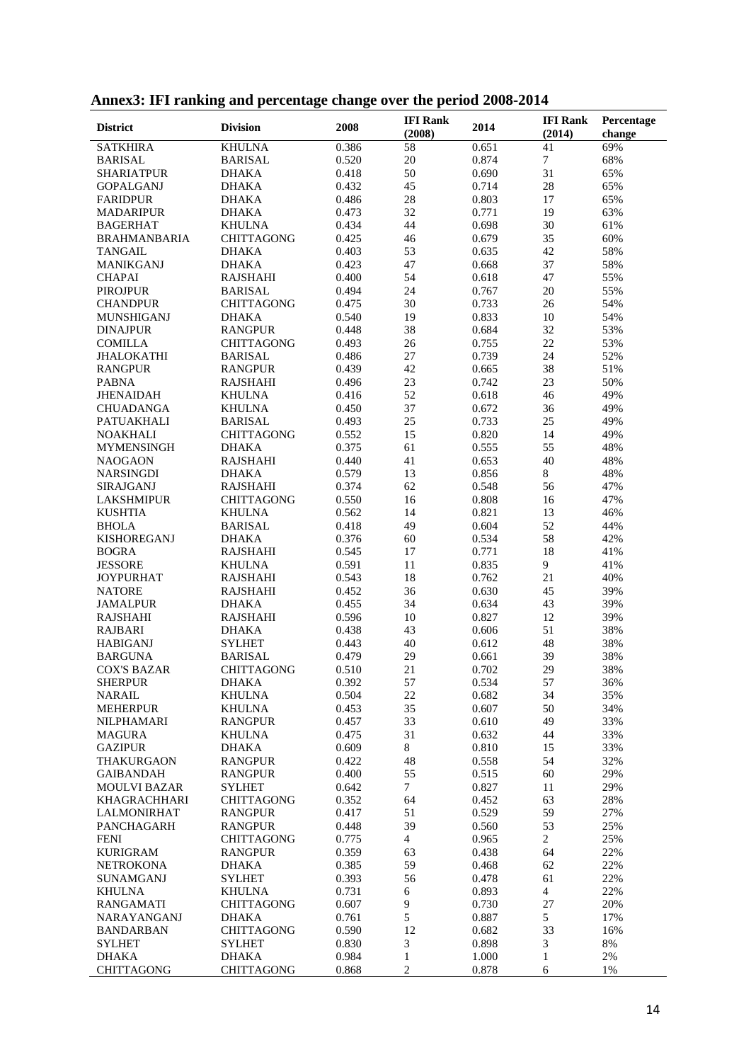## Annex3: IFI ranking and percentage change over the period 2008-2014

| District | Division | 2008 | IFI Rank (2008) | 2014 | IFI Rank (2014) | Percentage change |
|---|---|---|---|---|---|---|
| SATKHIRA | KHULNA | 0.386 | 58 | 0.651 | 41 | 69% |
| BARISAL | BARISAL | 0.520 | 20 | 0.874 | 7 | 68% |
| SHARIATPUR | DHAKA | 0.418 | 50 | 0.690 | 31 | 65% |
| GOPALGANJ | DHAKA | 0.432 | 45 | 0.714 | 28 | 65% |
| FARIDPUR | DHAKA | 0.486 | 28 | 0.803 | 17 | 65% |
| MADARIPUR | DHAKA | 0.473 | 32 | 0.771 | 19 | 63% |
| BAGERHAT | KHULNA | 0.434 | 44 | 0.698 | 30 | 61% |
| BRAHMANBARIA | CHITTAGONG | 0.425 | 46 | 0.679 | 35 | 60% |
| TANGAIL | DHAKA | 0.403 | 53 | 0.635 | 42 | 58% |
| MANIKGANJ | DHAKA | 0.423 | 47 | 0.668 | 37 | 58% |
| CHAPAI | RAJSHAHI | 0.400 | 54 | 0.618 | 47 | 55% |
| PIROJPUR | BARISAL | 0.494 | 24 | 0.767 | 20 | 55% |
| CHANDPUR | CHITTAGONG | 0.475 | 30 | 0.733 | 26 | 54% |
| MUNSHIGANJ | DHAKA | 0.540 | 19 | 0.833 | 10 | 54% |
| DINAJPUR | RANGPUR | 0.448 | 38 | 0.684 | 32 | 53% |
| COMILLA | CHITTAGONG | 0.493 | 26 | 0.755 | 22 | 53% |
| JHALOKATHI | BARISAL | 0.486 | 27 | 0.739 | 24 | 52% |
| RANGPUR | RANGPUR | 0.439 | 42 | 0.665 | 38 | 51% |
| PABNA | RAJSHAHI | 0.496 | 23 | 0.742 | 23 | 50% |
| JHENAIDAH | KHULNA | 0.416 | 52 | 0.618 | 46 | 49% |
| CHUADANGA | KHULNA | 0.450 | 37 | 0.672 | 36 | 49% |
| PATUAKHALI | BARISAL | 0.493 | 25 | 0.733 | 25 | 49% |
| NOAKHALI | CHITTAGONG | 0.552 | 15 | 0.820 | 14 | 49% |
| MYMENSINGH | DHAKA | 0.375 | 61 | 0.555 | 55 | 48% |
| NAOGAON | RAJSHAHI | 0.440 | 41 | 0.653 | 40 | 48% |
| NARSINGDI | DHAKA | 0.579 | 13 | 0.856 | 8 | 48% |
| SIRAJGANJ | RAJSHAHI | 0.374 | 62 | 0.548 | 56 | 47% |
| LAKSHMIPUR | CHITTAGONG | 0.550 | 16 | 0.808 | 16 | 47% |
| KUSHTIA | KHULNA | 0.562 | 14 | 0.821 | 13 | 46% |
| BHOLA | BARISAL | 0.418 | 49 | 0.604 | 52 | 44% |
| KISHOREGANJ | DHAKA | 0.376 | 60 | 0.534 | 58 | 42% |
| BOGRA | RAJSHAHI | 0.545 | 17 | 0.771 | 18 | 41% |
| JESSORE | KHULNA | 0.591 | 11 | 0.835 | 9 | 41% |
| JOYPURHAT | RAJSHAHI | 0.543 | 18 | 0.762 | 21 | 40% |
| NATORE | RAJSHAHI | 0.452 | 36 | 0.630 | 45 | 39% |
| JAMALPUR | DHAKA | 0.455 | 34 | 0.634 | 43 | 39% |
| RAJSHAHI | RAJSHAHI | 0.596 | 10 | 0.827 | 12 | 39% |
| RAJBARI | DHAKA | 0.438 | 43 | 0.606 | 51 | 38% |
| HABIGANJ | SYLHET | 0.443 | 40 | 0.612 | 48 | 38% |
| BARGUNA | BARISAL | 0.479 | 29 | 0.661 | 39 | 38% |
| COX'S BAZAR | CHITTAGONG | 0.510 | 21 | 0.702 | 29 | 38% |
| SHERPUR | DHAKA | 0.392 | 57 | 0.534 | 57 | 36% |
| NARAIL | KHULNA | 0.504 | 22 | 0.682 | 34 | 35% |
| MEHERPUR | KHULNA | 0.453 | 35 | 0.607 | 50 | 34% |
| NILPHAMARI | RANGPUR | 0.457 | 33 | 0.610 | 49 | 33% |
| MAGURA | KHULNA | 0.475 | 31 | 0.632 | 44 | 33% |
| GAZIPUR | DHAKA | 0.609 | 8 | 0.810 | 15 | 33% |
| THAKURGAON | RANGPUR | 0.422 | 48 | 0.558 | 54 | 32% |
| GAIBANDAH | RANGPUR | 0.400 | 55 | 0.515 | 60 | 29% |
| MOULVI BAZAR | SYLHET | 0.642 | 7 | 0.827 | 11 | 29% |
| KHAGRACHHARI | CHITTAGONG | 0.352 | 64 | 0.452 | 63 | 28% |
| LALMONIRHAT | RANGPUR | 0.417 | 51 | 0.529 | 59 | 27% |
| PANCHAGARH | RANGPUR | 0.448 | 39 | 0.560 | 53 | 25% |
| FENI | CHITTAGONG | 0.775 | 4 | 0.965 | 2 | 25% |
| KURIGRAM | RANGPUR | 0.359 | 63 | 0.438 | 64 | 22% |
| NETROKONA | DHAKA | 0.385 | 59 | 0.468 | 62 | 22% |
| SUNAMGANJ | SYLHET | 0.393 | 56 | 0.478 | 61 | 22% |
| KHULNA | KHULNA | 0.731 | 6 | 0.893 | 4 | 22% |
| RANGAMATI | CHITTAGONG | 0.607 | 9 | 0.730 | 27 | 20% |
| NARAYANGANJ | DHAKA | 0.761 | 5 | 0.887 | 5 | 17% |
| BANDARBAN | CHITTAGONG | 0.590 | 12 | 0.682 | 33 | 16% |
| SYLHET | SYLHET | 0.830 | 3 | 0.898 | 3 | 8% |
| DHAKA | DHAKA | 0.984 | 1 | 1.000 | 1 | 2% |
| CHITTAGONG | CHITTAGONG | 0.868 | 2 | 0.878 | 6 | 1% |